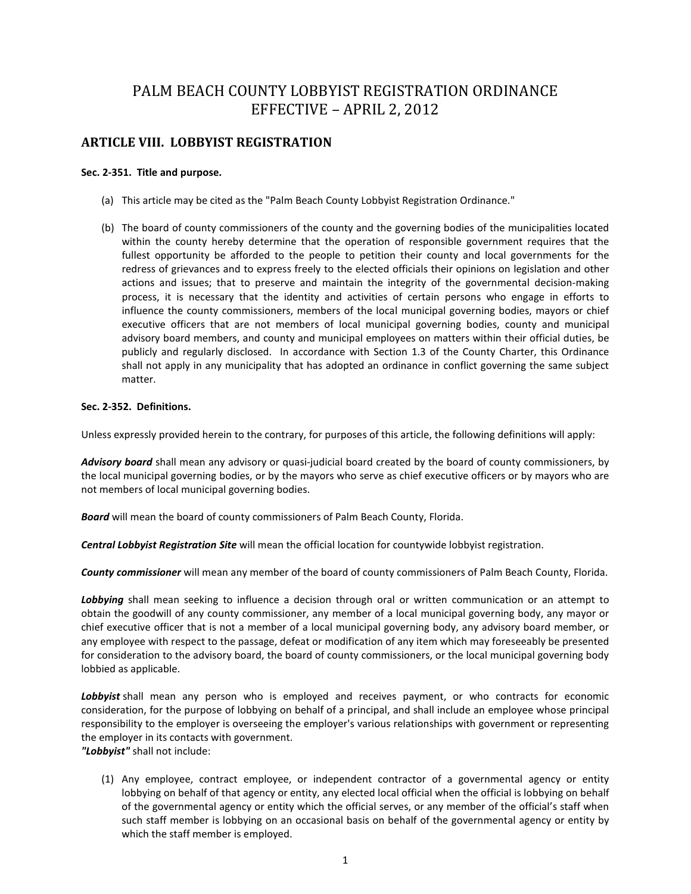# PALM BEACH COUNTY LOBBYIST REGISTRATION ORDINANCE
# EFFECTIVE – APRIL 2, 2012

## ARTICLE VIII. LOBBYIST REGISTRATION

**Sec. 2-351. Title and purpose.**

(a) This article may be cited as the "Palm Beach County Lobbyist Registration Ordinance."

(b) The board of county commissioners of the county and the governing bodies of the municipalities located within the county hereby determine that the operation of responsible government requires that the fullest opportunity be afforded to the people to petition their county and local governments for the redress of grievances and to express freely to the elected officials their opinions on legislation and other actions and issues; that to preserve and maintain the integrity of the governmental decision-making process, it is necessary that the identity and activities of certain persons who engage in efforts to influence the county commissioners, members of the local municipal governing bodies, mayors or chief executive officers that are not members of local municipal governing bodies, county and municipal advisory board members, and county and municipal employees on matters within their official duties, be publicly and regularly disclosed. In accordance with Section 1.3 of the County Charter, this Ordinance shall not apply in any municipality that has adopted an ordinance in conflict governing the same subject matter.

**Sec. 2-352. Definitions.**

Unless expressly provided herein to the contrary, for purposes of this article, the following definitions will apply:

***Advisory board*** shall mean any advisory or quasi-judicial board created by the board of county commissioners, by the local municipal governing bodies, or by the mayors who serve as chief executive officers or by mayors who are not members of local municipal governing bodies.

***Board*** will mean the board of county commissioners of Palm Beach County, Florida.

***Central Lobbyist Registration Site*** will mean the official location for countywide lobbyist registration.

***County commissioner*** will mean any member of the board of county commissioners of Palm Beach County, Florida.

***Lobbying*** shall mean seeking to influence a decision through oral or written communication or an attempt to obtain the goodwill of any county commissioner, any member of a local municipal governing body, any mayor or chief executive officer that is not a member of a local municipal governing body, any advisory board member, or any employee with respect to the passage, defeat or modification of any item which may foreseeably be presented for consideration to the advisory board, the board of county commissioners, or the local municipal governing body lobbied as applicable.

***Lobbyist*** shall mean any person who is employed and receives payment, or who contracts for economic consideration, for the purpose of lobbying on behalf of a principal, and shall include an employee whose principal responsibility to the employer is overseeing the employer's various relationships with government or representing the employer in its contacts with government.

***"Lobbyist"*** shall not include:

(1) Any employee, contract employee, or independent contractor of a governmental agency or entity lobbying on behalf of that agency or entity, any elected local official when the official is lobbying on behalf of the governmental agency or entity which the official serves, or any member of the official's staff when such staff member is lobbying on an occasional basis on behalf of the governmental agency or entity by which the staff member is employed.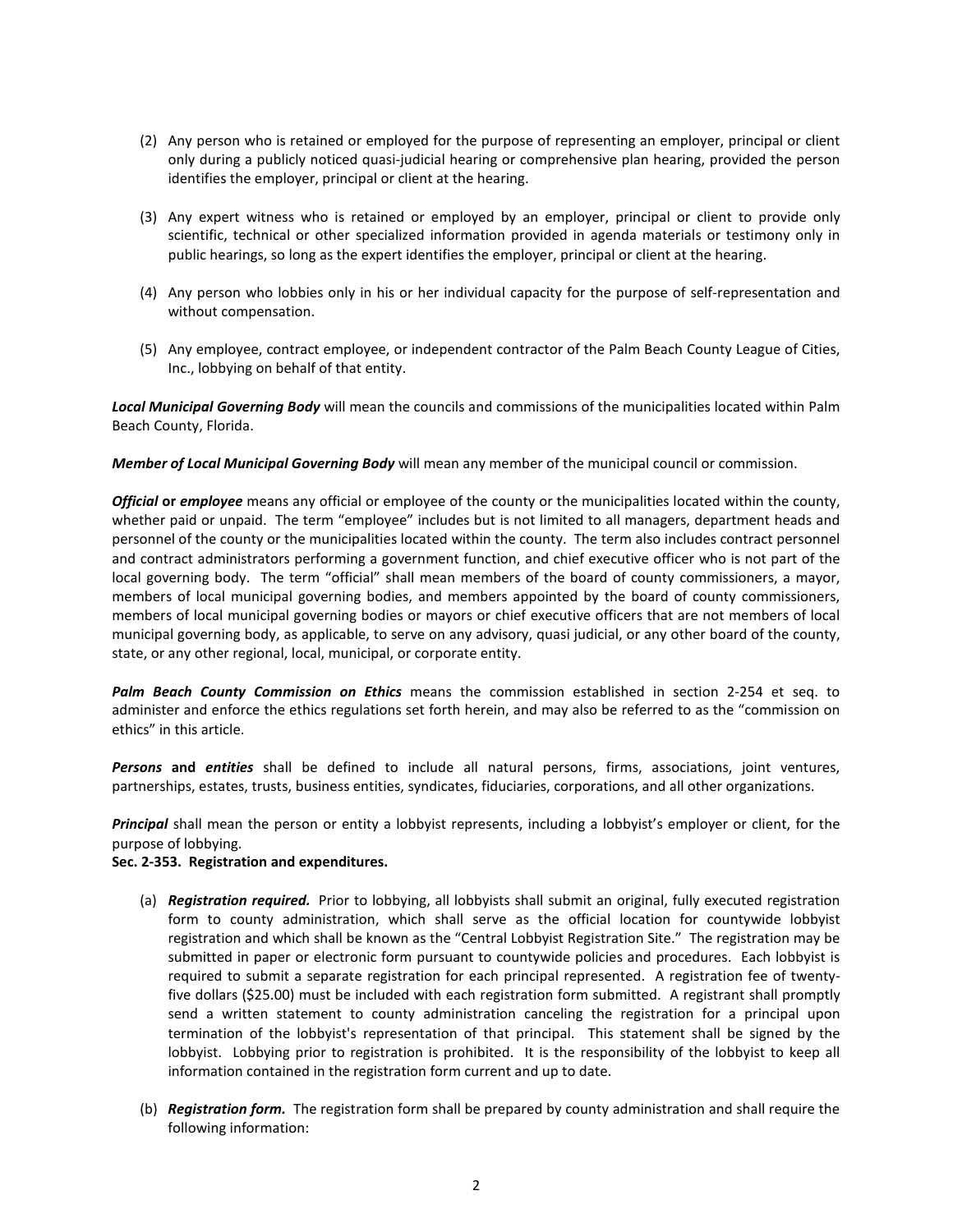(2) Any person who is retained or employed for the purpose of representing an employer, principal or client only during a publicly noticed quasi-judicial hearing or comprehensive plan hearing, provided the person identifies the employer, principal or client at the hearing.

(3) Any expert witness who is retained or employed by an employer, principal or client to provide only scientific, technical or other specialized information provided in agenda materials or testimony only in public hearings, so long as the expert identifies the employer, principal or client at the hearing.

(4) Any person who lobbies only in his or her individual capacity for the purpose of self-representation and without compensation.

(5) Any employee, contract employee, or independent contractor of the Palm Beach County League of Cities, Inc., lobbying on behalf of that entity.

***Local Municipal Governing Body*** will mean the councils and commissions of the municipalities located within Palm Beach County, Florida.

***Member of Local Municipal Governing Body*** will mean any member of the municipal council or commission.

***Official* or *employee*** means any official or employee of the county or the municipalities located within the county, whether paid or unpaid. The term "employee" includes but is not limited to all managers, department heads and personnel of the county or the municipalities located within the county. The term also includes contract personnel and contract administrators performing a government function, and chief executive officer who is not part of the local governing body. The term "official" shall mean members of the board of county commissioners, a mayor, members of local municipal governing bodies, and members appointed by the board of county commissioners, members of local municipal governing bodies or mayors or chief executive officers that are not members of local municipal governing body, as applicable, to serve on any advisory, quasi judicial, or any other board of the county, state, or any other regional, local, municipal, or corporate entity.

***Palm Beach County Commission on Ethics*** means the commission established in section 2-254 et seq. to administer and enforce the ethics regulations set forth herein, and may also be referred to as the "commission on ethics" in this article.

***Persons* and *entities*** shall be defined to include all natural persons, firms, associations, joint ventures, partnerships, estates, trusts, business entities, syndicates, fiduciaries, corporations, and all other organizations.

***Principal*** shall mean the person or entity a lobbyist represents, including a lobbyist's employer or client, for the purpose of lobbying.

**Sec. 2-353. Registration and expenditures.**

(a) ***Registration required.*** Prior to lobbying, all lobbyists shall submit an original, fully executed registration form to county administration, which shall serve as the official location for countywide lobbyist registration and which shall be known as the "Central Lobbyist Registration Site." The registration may be submitted in paper or electronic form pursuant to countywide policies and procedures. Each lobbyist is required to submit a separate registration for each principal represented. A registration fee of twenty-five dollars ($25.00) must be included with each registration form submitted. A registrant shall promptly send a written statement to county administration canceling the registration for a principal upon termination of the lobbyist's representation of that principal. This statement shall be signed by the lobbyist. Lobbying prior to registration is prohibited. It is the responsibility of the lobbyist to keep all information contained in the registration form current and up to date.

(b) ***Registration form.*** The registration form shall be prepared by county administration and shall require the following information: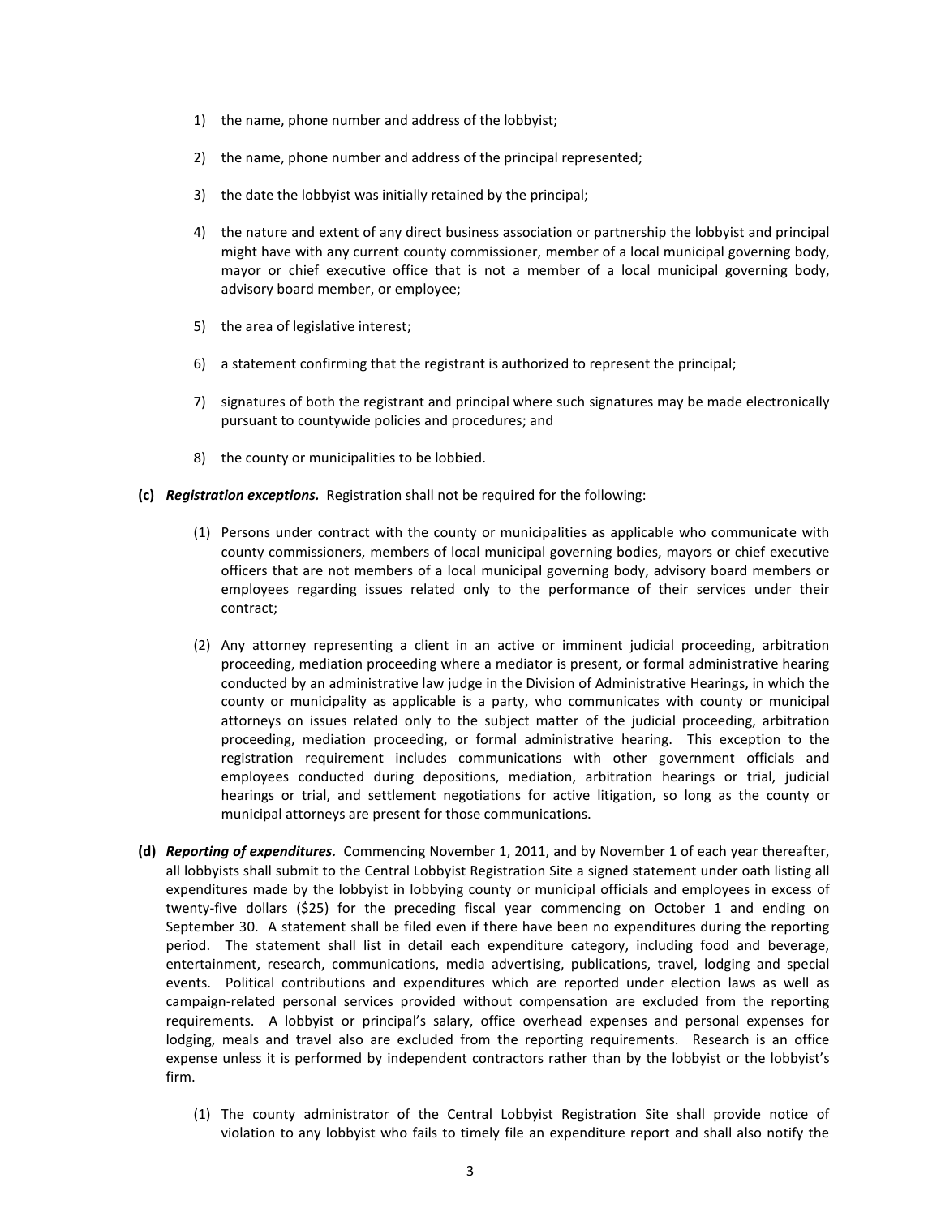1) the name, phone number and address of the lobbyist;

2) the name, phone number and address of the principal represented;

3) the date the lobbyist was initially retained by the principal;

4) the nature and extent of any direct business association or partnership the lobbyist and principal might have with any current county commissioner, member of a local municipal governing body, mayor or chief executive office that is not a member of a local municipal governing body, advisory board member, or employee;

5) the area of legislative interest;

6) a statement confirming that the registrant is authorized to represent the principal;

7) signatures of both the registrant and principal where such signatures may be made electronically pursuant to countywide policies and procedures; and

8) the county or municipalities to be lobbied.

**(c)** ***Registration exceptions.*** Registration shall not be required for the following:

(1) Persons under contract with the county or municipalities as applicable who communicate with county commissioners, members of local municipal governing bodies, mayors or chief executive officers that are not members of a local municipal governing body, advisory board members or employees regarding issues related only to the performance of their services under their contract;

(2) Any attorney representing a client in an active or imminent judicial proceeding, arbitration proceeding, mediation proceeding where a mediator is present, or formal administrative hearing conducted by an administrative law judge in the Division of Administrative Hearings, in which the county or municipality as applicable is a party, who communicates with county or municipal attorneys on issues related only to the subject matter of the judicial proceeding, arbitration proceeding, mediation proceeding, or formal administrative hearing. This exception to the registration requirement includes communications with other government officials and employees conducted during depositions, mediation, arbitration hearings or trial, judicial hearings or trial, and settlement negotiations for active litigation, so long as the county or municipal attorneys are present for those communications.

**(d)** ***Reporting of expenditures.*** Commencing November 1, 2011, and by November 1 of each year thereafter, all lobbyists shall submit to the Central Lobbyist Registration Site a signed statement under oath listing all expenditures made by the lobbyist in lobbying county or municipal officials and employees in excess of twenty-five dollars ($25) for the preceding fiscal year commencing on October 1 and ending on September 30. A statement shall be filed even if there have been no expenditures during the reporting period. The statement shall list in detail each expenditure category, including food and beverage, entertainment, research, communications, media advertising, publications, travel, lodging and special events. Political contributions and expenditures which are reported under election laws as well as campaign-related personal services provided without compensation are excluded from the reporting requirements. A lobbyist or principal's salary, office overhead expenses and personal expenses for lodging, meals and travel also are excluded from the reporting requirements. Research is an office expense unless it is performed by independent contractors rather than by the lobbyist or the lobbyist's firm.

(1) The county administrator of the Central Lobbyist Registration Site shall provide notice of violation to any lobbyist who fails to timely file an expenditure report and shall also notify the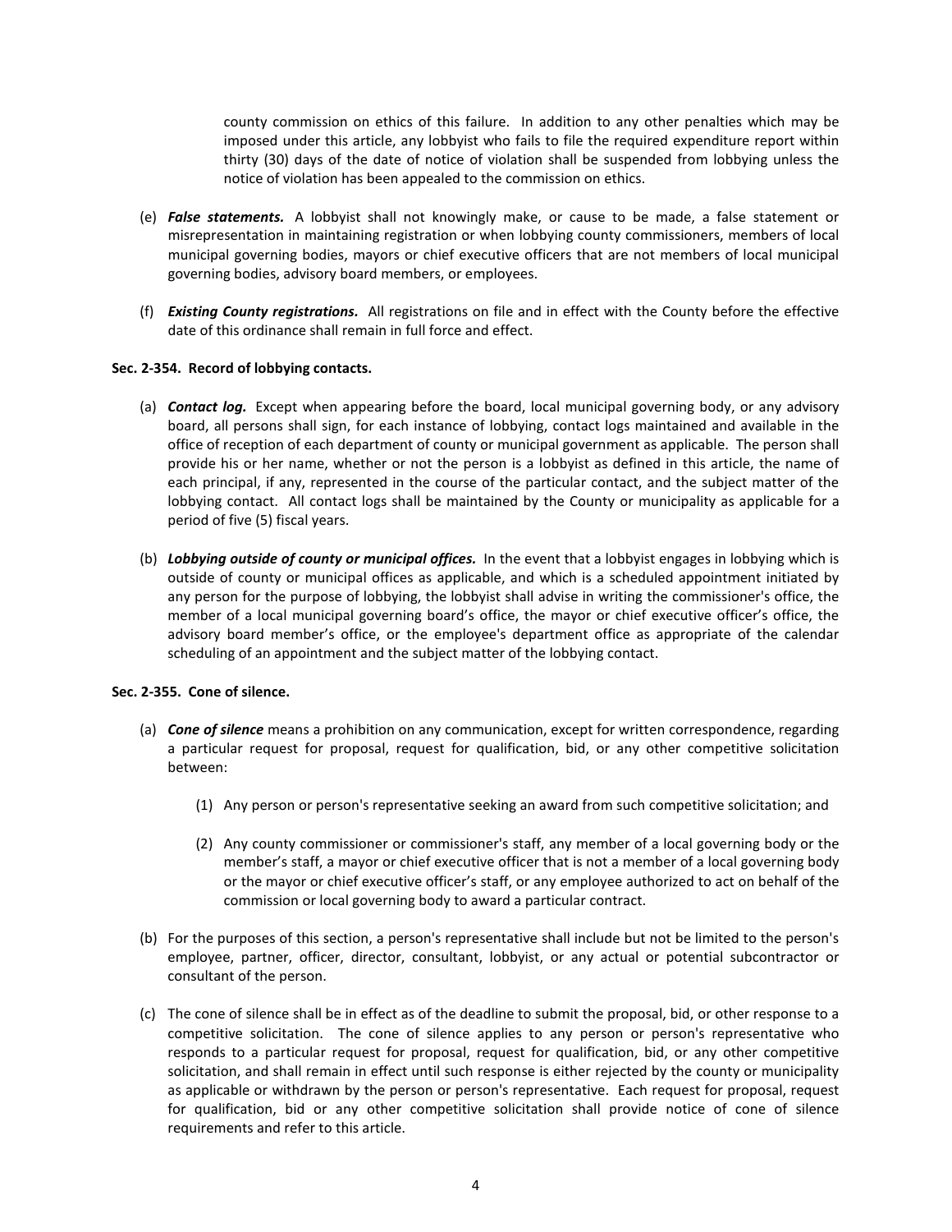county commission on ethics of this failure. In addition to any other penalties which may be imposed under this article, any lobbyist who fails to file the required expenditure report within thirty (30) days of the date of notice of violation shall be suspended from lobbying unless the notice of violation has been appealed to the commission on ethics.

(e) ***False statements.*** A lobbyist shall not knowingly make, or cause to be made, a false statement or misrepresentation in maintaining registration or when lobbying county commissioners, members of local municipal governing bodies, mayors or chief executive officers that are not members of local municipal governing bodies, advisory board members, or employees.

(f) ***Existing County registrations.*** All registrations on file and in effect with the County before the effective date of this ordinance shall remain in full force and effect.

**Sec. 2-354. Record of lobbying contacts.**

(a) ***Contact log.*** Except when appearing before the board, local municipal governing body, or any advisory board, all persons shall sign, for each instance of lobbying, contact logs maintained and available in the office of reception of each department of county or municipal government as applicable. The person shall provide his or her name, whether or not the person is a lobbyist as defined in this article, the name of each principal, if any, represented in the course of the particular contact, and the subject matter of the lobbying contact. All contact logs shall be maintained by the County or municipality as applicable for a period of five (5) fiscal years.

(b) ***Lobbying outside of county or municipal offices.*** In the event that a lobbyist engages in lobbying which is outside of county or municipal offices as applicable, and which is a scheduled appointment initiated by any person for the purpose of lobbying, the lobbyist shall advise in writing the commissioner's office, the member of a local municipal governing board's office, the mayor or chief executive officer's office, the advisory board member's office, or the employee's department office as appropriate of the calendar scheduling of an appointment and the subject matter of the lobbying contact.

**Sec. 2-355. Cone of silence.**

(a) ***Cone of silence*** means a prohibition on any communication, except for written correspondence, regarding a particular request for proposal, request for qualification, bid, or any other competitive solicitation between:

   (1) Any person or person's representative seeking an award from such competitive solicitation; and

   (2) Any county commissioner or commissioner's staff, any member of a local governing body or the member's staff, a mayor or chief executive officer that is not a member of a local governing body or the mayor or chief executive officer's staff, or any employee authorized to act on behalf of the commission or local governing body to award a particular contract.

(b) For the purposes of this section, a person's representative shall include but not be limited to the person's employee, partner, officer, director, consultant, lobbyist, or any actual or potential subcontractor or consultant of the person.

(c) The cone of silence shall be in effect as of the deadline to submit the proposal, bid, or other response to a competitive solicitation. The cone of silence applies to any person or person's representative who responds to a particular request for proposal, request for qualification, bid, or any other competitive solicitation, and shall remain in effect until such response is either rejected by the county or municipality as applicable or withdrawn by the person or person's representative. Each request for proposal, request for qualification, bid or any other competitive solicitation shall provide notice of cone of silence requirements and refer to this article.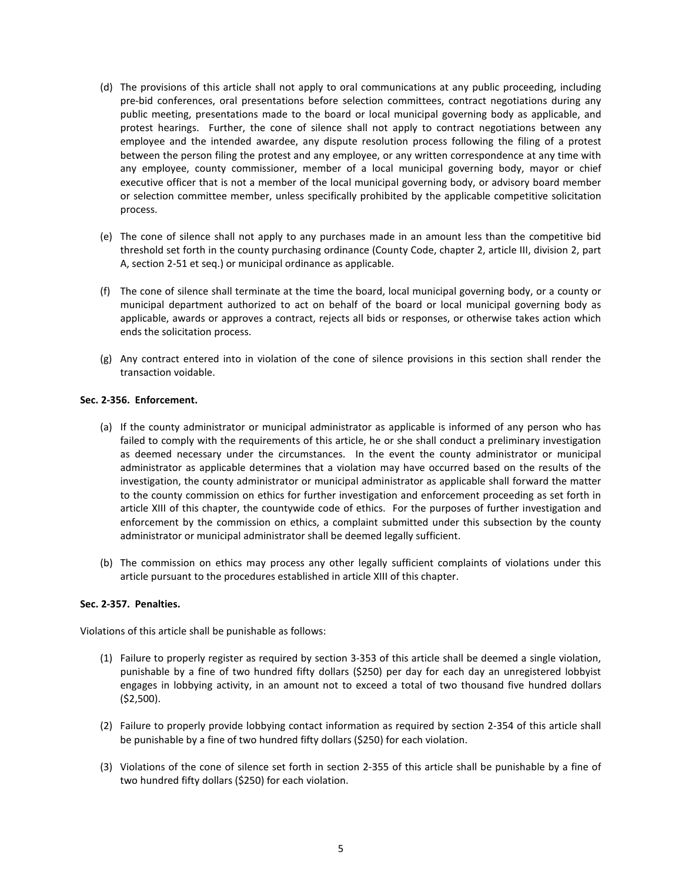(d) The provisions of this article shall not apply to oral communications at any public proceeding, including pre-bid conferences, oral presentations before selection committees, contract negotiations during any public meeting, presentations made to the board or local municipal governing body as applicable, and protest hearings. Further, the cone of silence shall not apply to contract negotiations between any employee and the intended awardee, any dispute resolution process following the filing of a protest between the person filing the protest and any employee, or any written correspondence at any time with any employee, county commissioner, member of a local municipal governing body, mayor or chief executive officer that is not a member of the local municipal governing body, or advisory board member or selection committee member, unless specifically prohibited by the applicable competitive solicitation process.

(e) The cone of silence shall not apply to any purchases made in an amount less than the competitive bid threshold set forth in the county purchasing ordinance (County Code, chapter 2, article III, division 2, part A, section 2-51 et seq.) or municipal ordinance as applicable.

(f) The cone of silence shall terminate at the time the board, local municipal governing body, or a county or municipal department authorized to act on behalf of the board or local municipal governing body as applicable, awards or approves a contract, rejects all bids or responses, or otherwise takes action which ends the solicitation process.

(g) Any contract entered into in violation of the cone of silence provisions in this section shall render the transaction voidable.

**Sec. 2-356. Enforcement.**

(a) If the county administrator or municipal administrator as applicable is informed of any person who has failed to comply with the requirements of this article, he or she shall conduct a preliminary investigation as deemed necessary under the circumstances. In the event the county administrator or municipal administrator as applicable determines that a violation may have occurred based on the results of the investigation, the county administrator or municipal administrator as applicable shall forward the matter to the county commission on ethics for further investigation and enforcement proceeding as set forth in article XIII of this chapter, the countywide code of ethics. For the purposes of further investigation and enforcement by the commission on ethics, a complaint submitted under this subsection by the county administrator or municipal administrator shall be deemed legally sufficient.

(b) The commission on ethics may process any other legally sufficient complaints of violations under this article pursuant to the procedures established in article XIII of this chapter.

**Sec. 2-357. Penalties.**

Violations of this article shall be punishable as follows:

(1) Failure to properly register as required by section 3-353 of this article shall be deemed a single violation, punishable by a fine of two hundred fifty dollars ($250) per day for each day an unregistered lobbyist engages in lobbying activity, in an amount not to exceed a total of two thousand five hundred dollars ($2,500).

(2) Failure to properly provide lobbying contact information as required by section 2-354 of this article shall be punishable by a fine of two hundred fifty dollars ($250) for each violation.

(3) Violations of the cone of silence set forth in section 2-355 of this article shall be punishable by a fine of two hundred fifty dollars ($250) for each violation.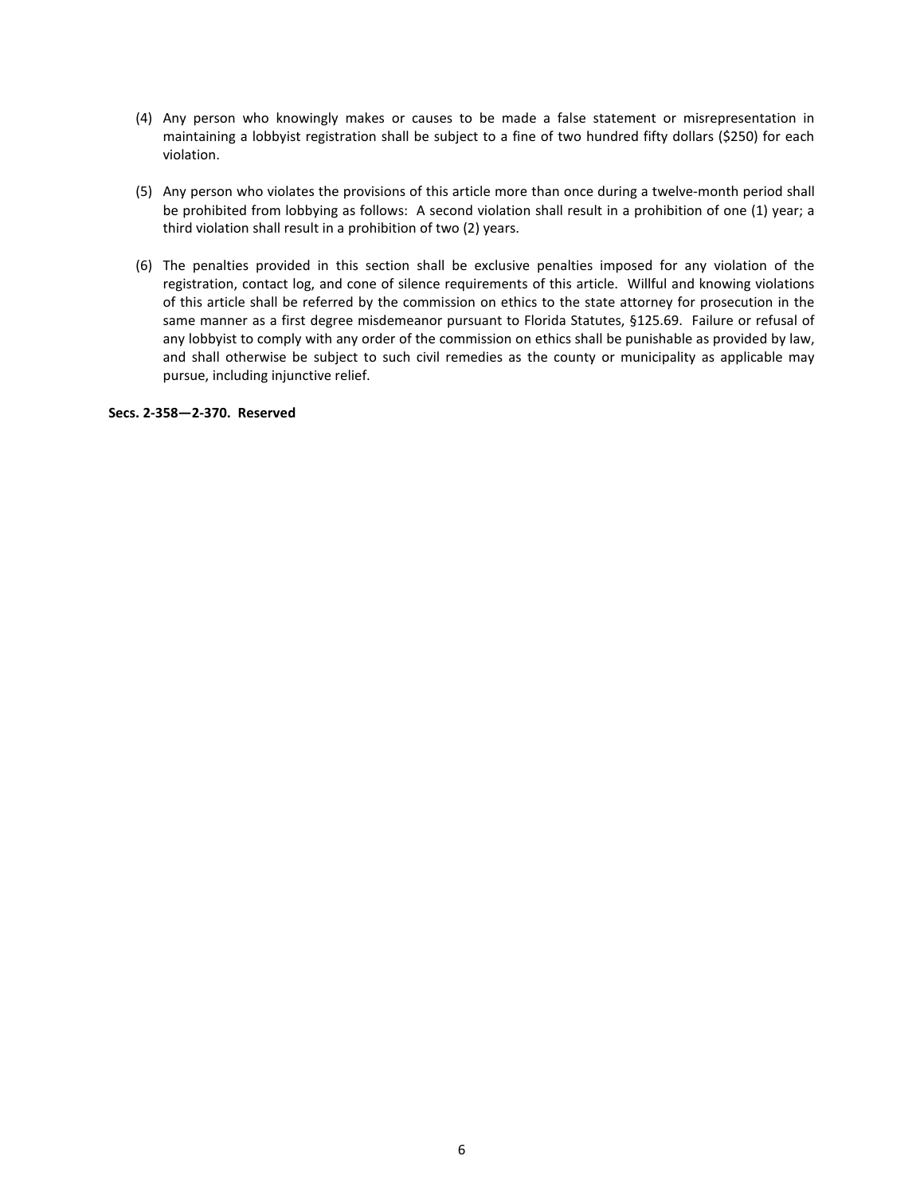(4) Any person who knowingly makes or causes to be made a false statement or misrepresentation in maintaining a lobbyist registration shall be subject to a fine of two hundred fifty dollars ($250) for each violation.

(5) Any person who violates the provisions of this article more than once during a twelve-month period shall be prohibited from lobbying as follows: A second violation shall result in a prohibition of one (1) year; a third violation shall result in a prohibition of two (2) years.

(6) The penalties provided in this section shall be exclusive penalties imposed for any violation of the registration, contact log, and cone of silence requirements of this article. Willful and knowing violations of this article shall be referred by the commission on ethics to the state attorney for prosecution in the same manner as a first degree misdemeanor pursuant to Florida Statutes, §125.69. Failure or refusal of any lobbyist to comply with any order of the commission on ethics shall be punishable as provided by law, and shall otherwise be subject to such civil remedies as the county or municipality as applicable may pursue, including injunctive relief.

**Secs. 2-358—2-370. Reserved**